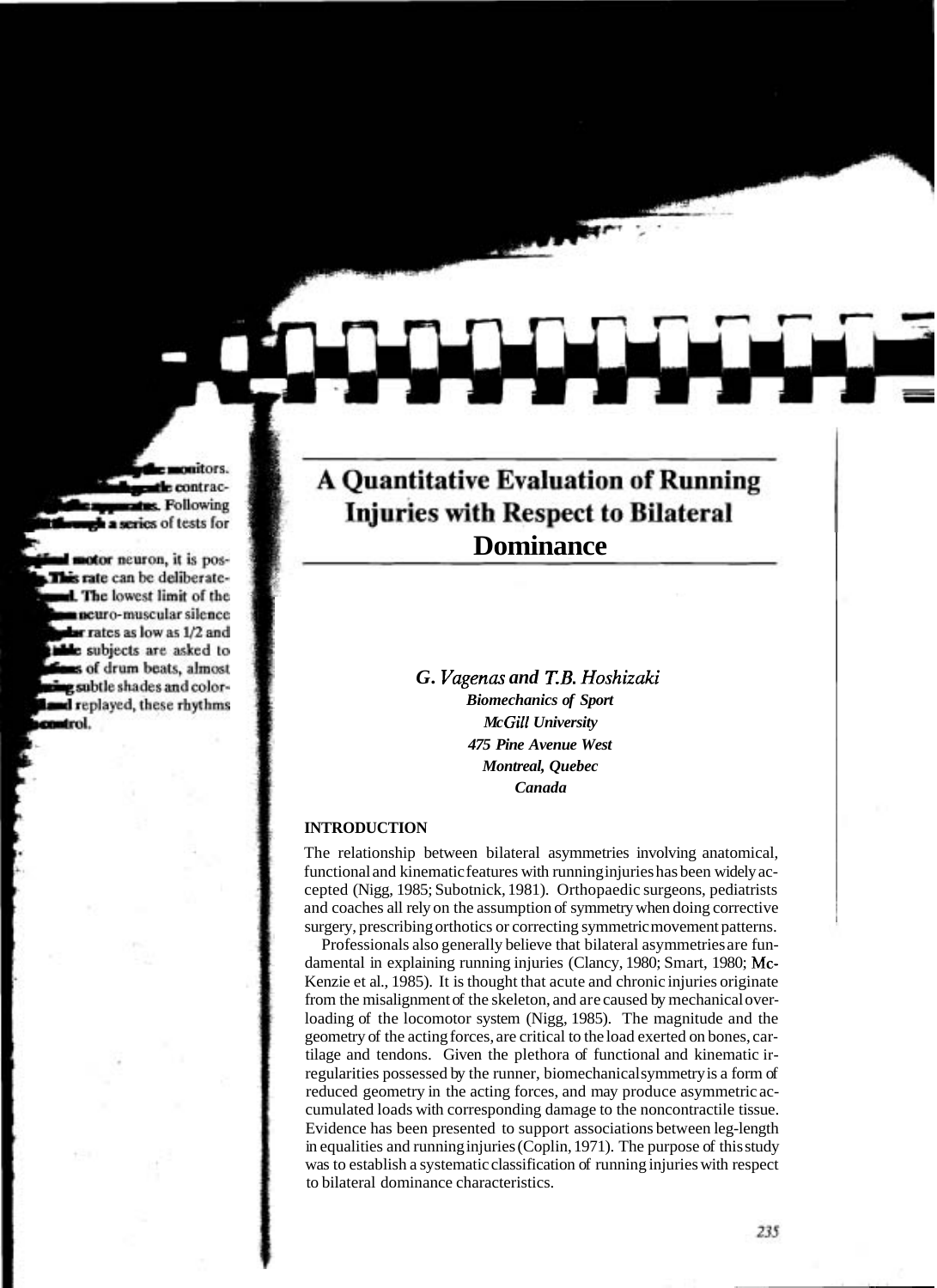# A Quantitative Evaluation of Running Injuries with Respect to Bilateral Dominance

*G. Vagenas and T.B. Hoshizaki*
*Biomechanics of Sport*
*McGill University*
*475 Pine Avenue West*
*Montreal, Quebec*
*Canada*

## INTRODUCTION

The relationship between bilateral asymmetries involving anatomical, functional and kinematic features with running injuries has been widely accepted (Nigg, 1985; Subotnick, 1981). Orthopaedic surgeons, pediatrists and coaches all rely on the assumption of symmetry when doing corrective surgery, prescribing orthotics or correcting symmetric movement patterns.

Professionals also generally believe that bilateral asymmetries are fundamental in explaining running injuries (Clancy, 1980; Smart, 1980; McKenzie et al., 1985). It is thought that acute and chronic injuries originate from the misalignment of the skeleton, and are caused by mechanical overloading of the locomotor system (Nigg, 1985). The magnitude and the geometry of the acting forces, are critical to the load exerted on bones, cartilage and tendons. Given the plethora of functional and kinematic irregularities possessed by the runner, biomechanical symmetry is a form of reduced geometry in the acting forces, and may produce asymmetric accumulated loads with corresponding damage to the noncontractile tissue. Evidence has been presented to support associations between leg-length in equalities and running injuries (Coplin, 1971). The purpose of this study was to establish a systematic classification of running injuries with respect to bilateral dominance characteristics.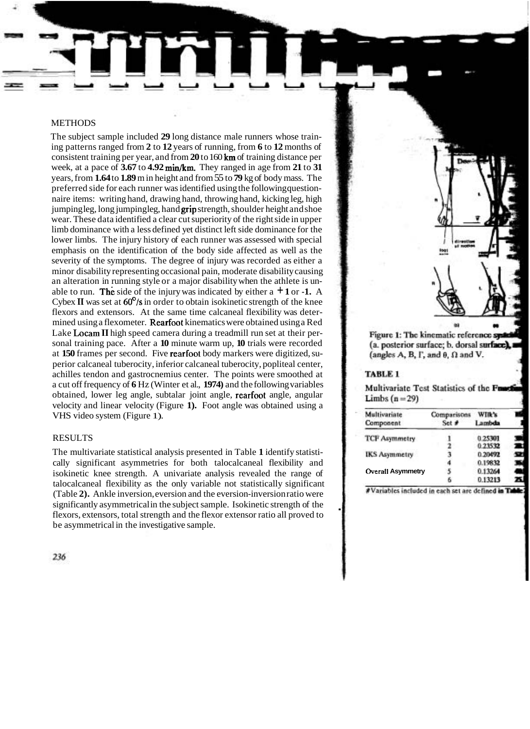## METHODS

The subject sample included 29 long distance male runners whose training patterns ranged from 2 to 12 years of running, from 6 to 12 months of consistent training per year, and from 20 to 160 km of training distance per week, at a pace of 3.67 to 4.92 min/km. They ranged in age from 21 to 31 years, from 1.64 to 1.89 m in height and from 55 to 79 kg of body mass. The preferred side for each runner was identified using the following questionnaire items: writing hand, drawing hand, throwing hand, kicking leg, high jumping leg, long jumping leg, hand grip strength, shoulder height and shoe wear. These data identified a clear cut superiority of the right side in upper limb dominance with a less defined yet distinct left side dominance for the lower limbs. The injury history of each runner was assessed with special emphasis on the identification of the body side affected as well as the severity of the symptoms. The degree of injury was recorded as either a minor disability representing occasional pain, moderate disability causing an alteration in running style or a major disability when the athlete is unable to run. The side of the injury was indicated by either a +1 or -1. A Cybex II was set at 60°/s in order to obtain isokinetic strength of the knee flexors and extensors. At the same time calcaneal flexibility was determined using a flexometer. Rearfoot kinematics were obtained using a Red Lake Locam II high speed camera during a treadmill run set at their personal training pace. After a 10 minute warm up, 10 trials were recorded at 150 frames per second. Five rearfoot body markers were digitized, superior calcaneal tuberocity, inferior calcaneal tuberocity, popliteal center, achilles tendon and gastrocnemius center. The points were smoothed at a cut off frequency of 6 Hz (Winter et al., 1974) and the following variables obtained, lower leg angle, subtalar joint angle, rearfoot angle, angular velocity and linear velocity (Figure 1). Foot angle was obtained using a VHS video system (Figure 1).

## RESULTS

The multivariate statistical analysis presented in Table 1 identify statistically significant asymmetries for both talocalcaneal flexibility and isokinetic knee strength. A univariate analysis revealed the range of talocalcaneal flexibility as the only variable not statistically significant (Table 2). Ankle inversion, eversion and the eversion-inversion ratio were significantly asymmetrical in the subject sample. Isokinetic strength of the flexors, extensors, total strength and the flexor extensor ratio all proved to be asymmetrical in the investigative sample.

Figure 1: The kinematic reference sys... (a. posterior surface; b. dorsal surface), ... (angles A, B, Γ, and θ, Ω and V.

**TABLE 1**

Multivariate Test Statistics of the Functi... Limbs (n = 29)

| Multivariate Component | Comparisons Set # | Wilk's Lambda |
|---|---|---|
| TCF Asymmetry | 1 | 0.25301 |
| | 2 | 0.23532 |
| IKS Asymmetry | 3 | 0.20492 |
| | 4 | 0.19832 |
| Overall Asymmetry | 5 | 0.13264 |
| | 6 | 0.13213 |

#Variables included in each set are defined in Table...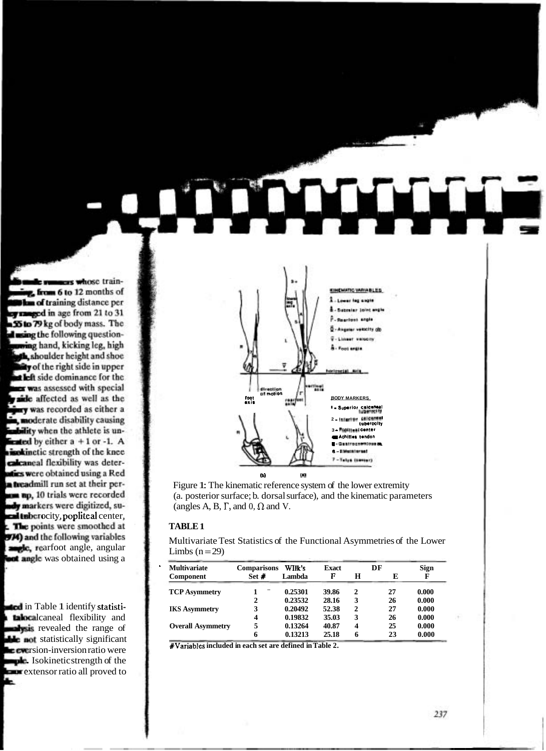...male runners whose training..., from 6 to 12 months of ...km of training distance per ...y ranged in age from 21 to 31 ...55 to 79 kg of body mass. The ...l using the following question-...wing hand, kicking leg, high ...th, shoulder height and shoe ...lity of the right side in upper ...nt left side dominance for the ...er was assessed with special ...y side affected as well as the ...jury was recorded as either a ...n, moderate disability causing ...bility when the athlete is un-...cated by either a +1 or -1. A ...isokinetic strength of the knee ...calcaneal flexibility was deter-...tics were obtained using a Red ...a treadmill run set at their per-...m up, 10 trials were recorded ...dy markers were digitized, su-...al tuberocity, popliteal center, ... The points were smoothed at ...974) and the following variables ...angle, rearfoot angle, angular ...oot angle was obtained using a

...ted in Table 1 identify statisti-... talocalcaneal flexibility and ...alysis revealed the range of ...ble not statistically significant ...e eversion-inversion ratio were ...mple. Isokinetic strength of the ...sor extensor ratio all proved to ...e.

Figure 1: The kinematic reference system of the lower extremity (a. posterior surface; b. dorsal surface), and the kinematic parameters (angles A, B, Γ, and 0, Ω and V.

**TABLE 1**

Multivariate Test Statistics of the Functional Asymmetries of the Lower Limbs (n = 29)

| Multivariate Component | Comparisons Set # | Wilk's Lambda | Exact F | DF H | DF E | Sign F |
|---|---|---|---|---|---|---|
| TCP Asymmetry | 1 | 0.25301 | 39.86 | 2 | 27 | 0.000 |
| | 2 | 0.23532 | 28.16 | 3 | 26 | 0.000 |
| IKS Asymmetry | 3 | 0.20492 | 52.38 | 2 | 27 | 0.000 |
| | 4 | 0.19832 | 35.03 | 3 | 26 | 0.000 |
| Overall Asymmetry | 5 | 0.13264 | 40.87 | 4 | 25 | 0.000 |
| | 6 | 0.13213 | 25.18 | 6 | 23 | 0.000 |

#Variables included in each set are defined in Table 2.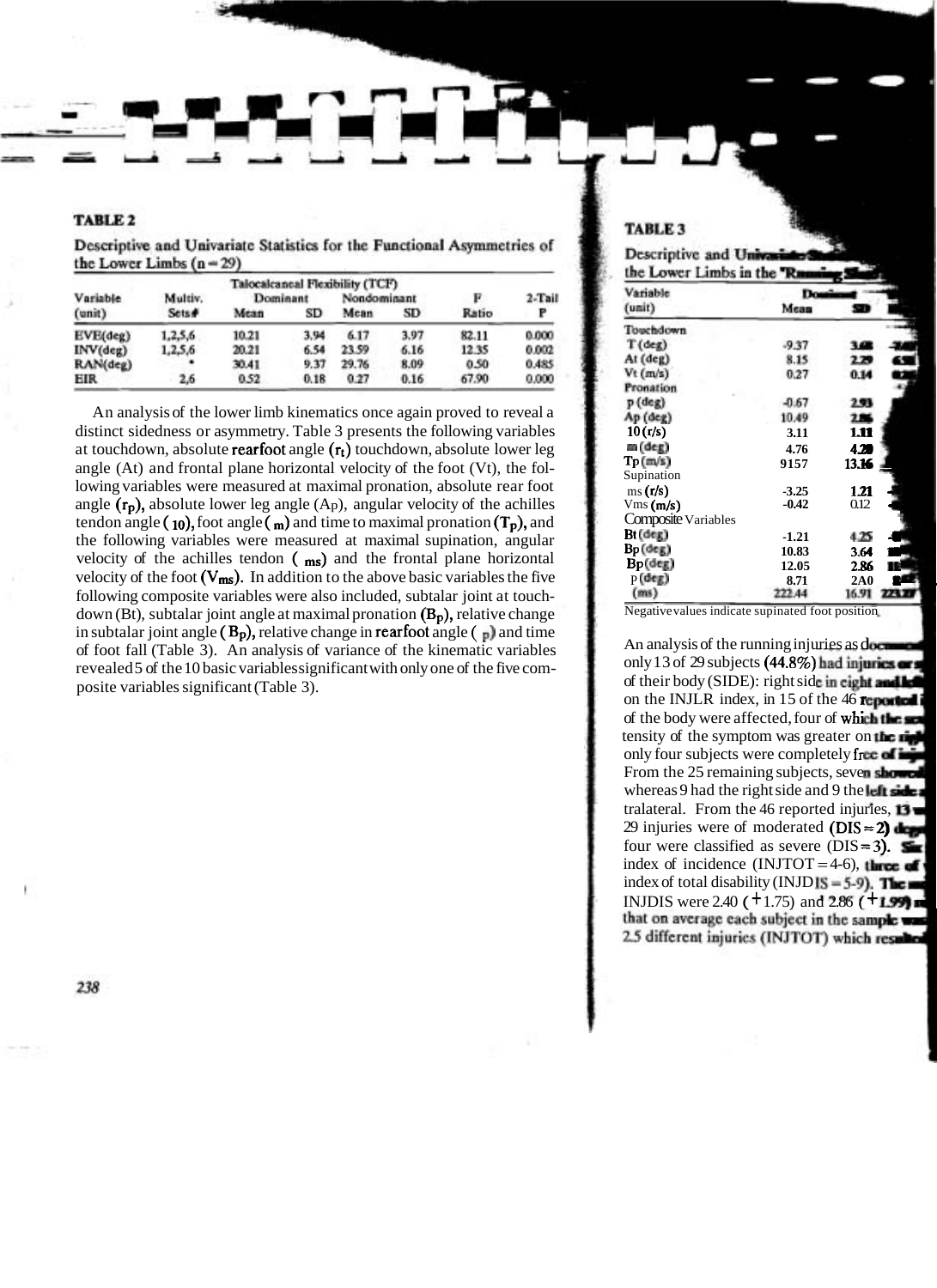**TABLE 2**

Descriptive and Univariate Statistics for the Functional Asymmetries of the Lower Limbs (n = 29)

| Variable | Multiv. | Talocalcaneal Flexibility (TCF) | | | | F | 2-Tail |
|---|---|---|---|---|---|---|---|
| | | Dominant | | Nondominant | | | |
| (unit) | Sets# | Mean | SD | Mean | SD | Ratio | P |
| EVE(deg) | 1,2,5,6 | 10.21 | 3.94 | 6.17 | 3.97 | 82.11 | 0.000 |
| INV(deg) | 1,2,5,6 | 20.21 | 6.54 | 23.59 | 6.16 | 12.35 | 0.002 |
| RAN(deg) | * | 30.41 | 9.37 | 29.76 | 8.09 | 0.50 | 0.485 |
| EIR | 2,6 | 0.52 | 0.18 | 0.27 | 0.16 | 67.90 | 0.000 |

An analysis of the lower limb kinematics once again proved to reveal a distinct sidedness or asymmetry. Table 3 presents the following variables at touchdown, absolute rearfoot angle ($r_t$) touchdown, absolute lower leg angle (At) and frontal plane horizontal velocity of the foot (Vt), the following variables were measured at maximal pronation, absolute rear foot angle ($r_p$), absolute lower leg angle (Ap), angular velocity of the achilles tendon angle ($_{10}$), foot angle ($_m$) and time to maximal pronation ($T_p$), and the following variables were measured at maximal supination, angular velocity of the achilles tendon ($_{ms}$) and the frontal plane horizontal velocity of the foot ($V_{ms}$). In addition to the above basic variables the five following composite variables were also included, subtalar joint at touchdown (Bt), subtalar joint angle at maximal pronation ($B_p$), relative change in subtalar joint angle ($B_p$), relative change in rearfoot angle ($_p$) and time of foot fall (Table 3). An analysis of variance of the kinematic variables revealed 5 of the 10 basic variables significant with only one of the five composite variables significant (Table 3).

**TABLE 3**

Descriptive and Univariate Statistics ... the Lower Limbs in the "Running ...

| Variable | Dominant | |
|---|---|---|
| (unit) | Mean | SD |
| Touchdown | | |
| T (deg) | -9.37 | 3.48 |
| At (deg) | 8.15 | 2.29 |
| Vt (m/s) | 0.27 | 0.14 |
| Pronation | | |
| p (deg) | -0.67 | 2.93 |
| Ap (deg) | 10.49 | 2.86 |
| 10 (r/s) | 3.11 | 1.11 |
| m (deg) | 4.76 | 4.20 |
| Tp (m/s) | 9157 | 13.16 |
| Supination | | |
| ms (r/s) | -3.25 | 1.21 |
| Vms (m/s) | -0.42 | 0.12 |
| Composite Variables | | |
| Bt (deg) | -1.21 | 4.25 |
| Bp (deg) | 10.83 | 3.64 |
| Bp (deg) | 12.05 | 2.86 |
| P (deg) | 8.71 | 2A0 |
| (ms) | 222.44 | 16.91 |

Negative values indicate supinated foot position.

An analysis of the running injuries as doc... only 13 of 29 subjects (44.8%) had injuries or s... of their body (SIDE): right side in eight and le... on the INJLR index, in 15 of the 46 reported i... of the body were affected, four of which the se... tensity of the symptom was greater on the rig... only four subjects were completely free of inj... From the 25 remaining subjects, seven showed... whereas 9 had the right side and 9 the left side... tralateral. From the 46 reported injuries, 13 w... 29 injuries were of moderated (DIS = 2) deg... four were classified as severe (DIS = 3). Six... index of incidence (INJTOT = 4-6), three of... index of total disability (INJDIS = 5-9). The m... INJDIS were 2.40 (+1.75) and 2.86 (+1.99)... that on average each subject in the sample was... 2.5 different injuries (INJTOT) which resulted...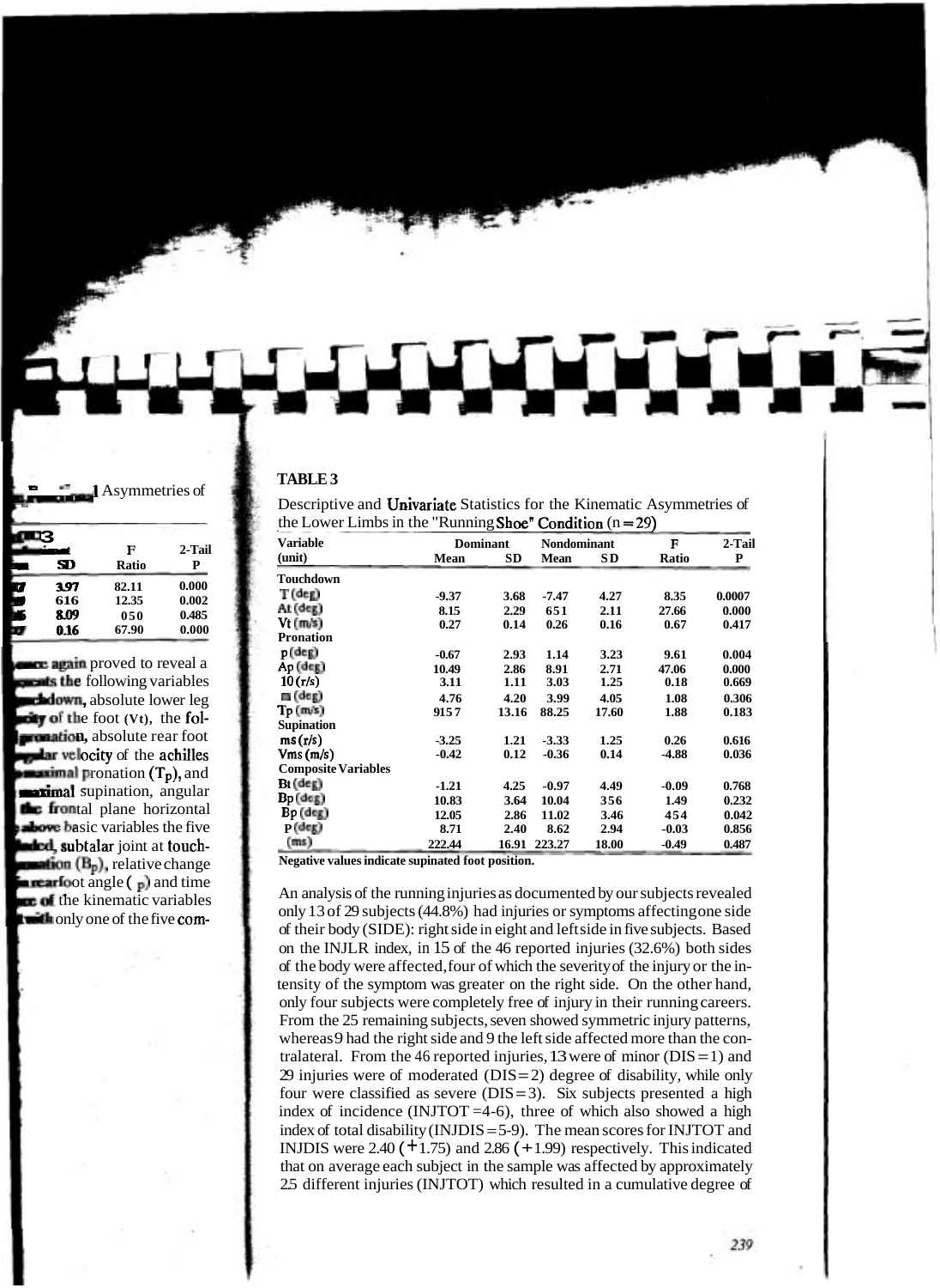**TABLE 3**

Descriptive and Univariate Statistics for the Kinematic Asymmetries of the Lower Limbs in the "Running Shoe" Condition (n = 29)

| Variable (unit) | Dominant Mean | Dominant SD | Nondominant Mean | Nondominant SD | F Ratio | 2-Tail P |
|---|---|---|---|---|---|---|
| **Touchdown** | | | | | | |
| T (deg) | -9.37 | 3.68 | -7.47 | 4.27 | 8.35 | 0.0007 |
| At (deg) | 8.15 | 2.29 | 6.51 | 2.11 | 27.66 | 0.000 |
| Vt (m/s) | 0.27 | 0.14 | 0.26 | 0.16 | 0.67 | 0.417 |
| **Pronation** | | | | | | |
| p (deg) | -0.67 | 2.93 | 1.14 | 3.23 | 9.61 | 0.004 |
| Ap (deg) | 10.49 | 2.86 | 8.91 | 2.71 | 47.06 | 0.000 |
| 10 (r/s) | 3.11 | 1.11 | 3.03 | 1.25 | 0.18 | 0.669 |
| m (deg) | 4.76 | 4.20 | 3.99 | 4.05 | 1.08 | 0.306 |
| Tp (m/s) | 91.57 | 13.16 | 88.25 | 17.60 | 1.88 | 0.183 |
| **Supination** | | | | | | |
| ms (r/s) | -3.25 | 1.21 | -3.33 | 1.25 | 0.26 | 0.616 |
| Vms (m/s) | -0.42 | 0.12 | -0.36 | 0.14 | -4.88 | 0.036 |
| **Composite Variables** | | | | | | |
| Bt (deg) | -1.21 | 4.25 | -0.97 | 4.49 | -0.09 | 0.768 |
| Bp (deg) | 10.83 | 3.64 | 10.04 | 3.56 | 1.49 | 0.232 |
| Bp (deg) | 12.05 | 2.86 | 11.02 | 3.46 | 4.54 | 0.042 |
| P (deg) | 8.71 | 2.40 | 8.62 | 2.94 | -0.03 | 0.856 |
| (ms) | 222.44 | 16.91 | 223.27 | 18.00 | -0.49 | 0.487 |

**Negative values indicate supinated foot position.**

An analysis of the running injuries as documented by our subjects revealed only 13 of 29 subjects (44.8%) had injuries or symptoms affecting one side of their body (SIDE): right side in eight and left side in five subjects. Based on the INJLR index, in 15 of the 46 reported injuries (32.6%) both sides of the body were affected, four of which the severity of the injury or the intensity of the symptom was greater on the right side. On the other hand, only four subjects were completely free of injury in their running careers. From the 25 remaining subjects, seven showed symmetric injury patterns, whereas 9 had the right side and 9 the left side affected more than the contralateral. From the 46 reported injuries, 13 were of minor (DIS = 1) and 29 injuries were of moderated (DIS = 2) degree of disability, while only four were classified as severe (DIS = 3). Six subjects presented a high index of incidence (INJTOT = 4-6), three of which also showed a high index of total disability (INJDIS = 5-9). The mean scores for INJTOT and INJDIS were 2.40 (+1.75) and 2.86 (+1.99) respectively. This indicated that on average each subject in the sample was affected by approximately 2.5 different injuries (INJTOT) which resulted in a cumulative degree of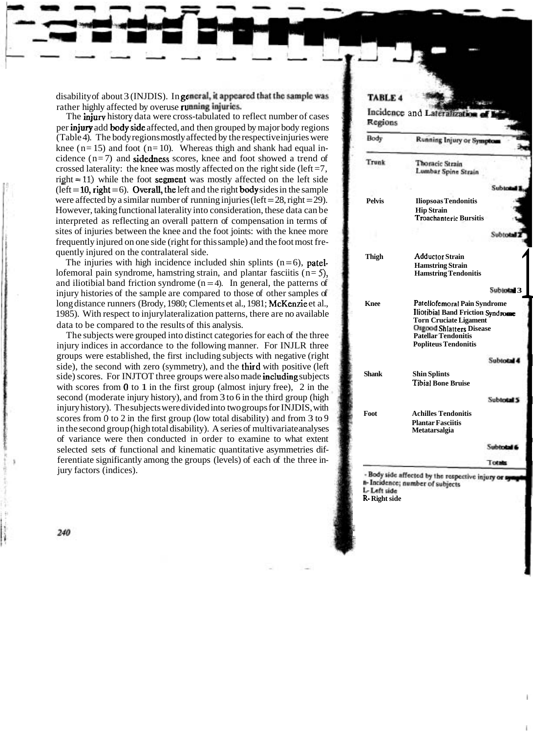disability of about 3 (INJDIS). In general, it appeared that the sample was rather highly affected by overuse running injuries.

The injury history data were cross-tabulated to reflect number of cases per injury add body side affected, and then grouped by major body regions (Table 4). The body regions mostly affected by the respective injuries were knee (n = 15) and foot (n = 10). Whereas thigh and shank had equal incidence (n = 7) and sidedness scores, knee and foot showed a trend of crossed laterality: the knee was mostly affected on the right side (left = 7, right = 11) while the foot segment was mostly affected on the left side (left = 10, right = 6). Overall, the left and the right body sides in the sample were affected by a similar number of running injuries (left = 28, right = 29). However, taking functional laterality into consideration, these data can be interpreted as reflecting an overall pattern of compensation in terms of sites of injuries between the knee and the foot joints: with the knee more frequently injured on one side (right for this sample) and the foot most frequently injured on the contralateral side.

The injuries with high incidence included shin splints (n = 6), patellofemoral pain syndrome, hamstring strain, and plantar fasciitis (n = 5), and iliotibial band friction syndrome (n = 4). In general, the patterns of injury histories of the sample are compared to those of other samples of long distance runners (Brody, 1980; Clements et al., 1981; McKenzie et al., 1985). With respect to injury lateralization patterns, there are no available data to be compared to the results of this analysis.

The subjects were grouped into distinct categories for each of the three injury indices in accordance to the following manner. For INJLR three groups were established, the first including subjects with negative (right side), the second with zero (symmetry), and the third with positive (left side) scores. For INJTOT three groups were also made including subjects with scores from 0 to 1 in the first group (almost injury free), 2 in the second (moderate injury history), and from 3 to 6 in the third group (high injury history). The subjects were divided into two groups for INJDIS, with scores from 0 to 2 in the first group (low total disability) and from 3 to 9 in the second group (high total disability). A series of multivariate analyses of variance were then conducted in order to examine to what extent selected sets of functional and kinematic quantitative asymmetries differentiate significantly among the groups (levels) of each of the three injury factors (indices).

**TABLE 4**

**Incidence and Lateralization of Injuries by Body Regions**

| Body | Running Injury or Symptom |
|---|---|
| Trunk | Thoracic Strain |
| | Lumbar Spine Strain |
| | Subtotal 1 |
| Pelvis | Iliopsoas Tendonitis |
| | Hip Strain |
| | Troachanteric Bursitis |
| | Subtotal 2 |
| Thigh | Adductor Strain |
| | Hamstring Strain |
| | Hamstring Tendonitis |
| | Subtotal 3 |
| Knee | Patellofemoral Pain Syndrome |
| | Iliotibial Band Friction Syndrome |
| | Torn Cruciate Ligament |
| | Osgood Shlatters Disease |
| | Patellar Tendonitis |
| | Popliteus Tendonitis |
| | Subtotal 4 |
| Shank | Shin Splints |
| | Tibial Bone Bruise |
| | Subtotal 5 |
| Foot | Achilles Tendonitis |
| | Plantar Fasciitis |
| | Metatarsalgia |
| | Subtotal 6 |
| | Totals |

- Body side affected by the respective injury or symptom
n- Incidence; number of subjects
L- Left side
R- Right side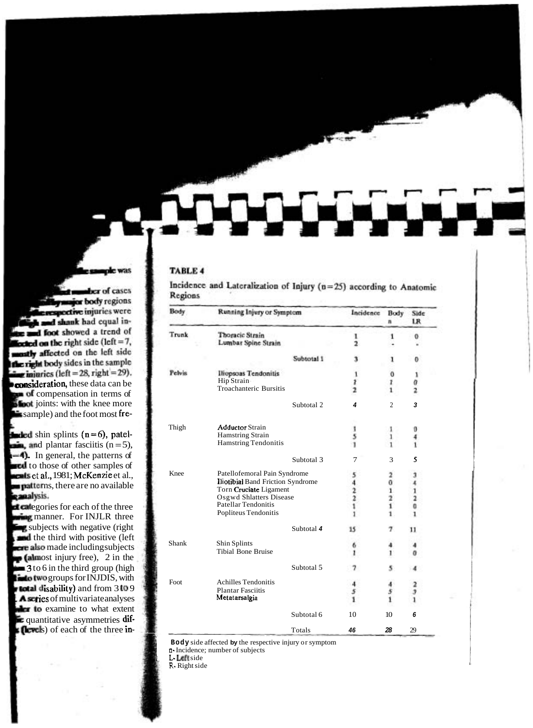...sample was

...number of cases ...major body regions ...respective injuries were ...thigh and shank had equal in... ...and foot showed a trend of ...affected on the right side (left = 7, ...mostly affected on the left side ...the right body sides in the sample ...injuries (left = 28, right = 29). ...consideration, these data can be ...of compensation in terms of ...foot joints: with the knee more ...sample) and the foot most fre...

...included shin splints (n = 6), patel... ...and plantar fasciitis (n = 5), ...= 4). In general, the patterns of ...to those of other samples of ...et al., 1981; McKenzie et al., ...patterns, there are no available ...analysis.

...categories for each of the three ...manner. For INJLR three ...subjects with negative (right ...and the third with positive (left ...were also made including subjects ...(almost injury free), 2 in the ...3 to 6 in the third group (high ...into two groups for INJDIS, with ...total disability) and from 3 to 9 ...A series of multivariate analyses ...to examine to what extent ...quantitative asymmetries dif... ...(levels) of each of the three in...

**TABLE 4**

Incidence and Lateralization of Injury (n = 25) according to Anatomic Regions

| Body | Running Injury or Symptom | Incidence | Body n | Side LR |
|---|---|---|---|---|
| Trunk | Thoracic Strain | 1 | 1 | 0 |
| | Lumbar Spine Strain | 2 | - | - |
| | Subtotal 1 | 3 | 1 | 0 |
| Pelvis | Iliopsoas Tendonitis | 1 | 0 | 1 |
| | Hip Strain | 1 | 1 | 0 |
| | Troachanteric Bursitis | 2 | 1 | 2 |
| | Subtotal 2 | 4 | 2 | 3 |
| Thigh | Adductor Strain | 1 | 1 | 0 |
| | Hamstring Strain | 5 | 1 | 4 |
| | Hamstring Tendonitis | 1 | 1 | 1 |
| | Subtotal 3 | 7 | 3 | 5 |
| Knee | Patellofemoral Pain Syndrome | 5 | 2 | 3 |
| | Iliotibial Band Friction Syndrome | 4 | 0 | 4 |
| | Torn Cruciate Ligament | 2 | 1 | 1 |
| | Osgwd Shlatters Disease | 2 | 2 | 2 |
| | Patellar Tendonitis | 1 | 1 | 0 |
| | Popliteus Tendonitis | 1 | 1 | 1 |
| | Subtotal 4 | 15 | 7 | 11 |
| Shank | Shin Splints | 6 | 4 | 4 |
| | Tibial Bone Bruise | 1 | 1 | 0 |
| | Subtotal 5 | 7 | 5 | 4 |
| Foot | Achilles Tendonitis | 4 | 4 | 2 |
| | Plantar Fasciitis | 5 | 5 | 3 |
| | Metatarsalgia | 1 | 1 | 1 |
| | Subtotal 6 | 10 | 10 | 6 |
| | Totals | 46 | 28 | 29 |

Body side affected by the respective injury or symptom
n - Incidence; number of subjects
L - Left side
R - Right side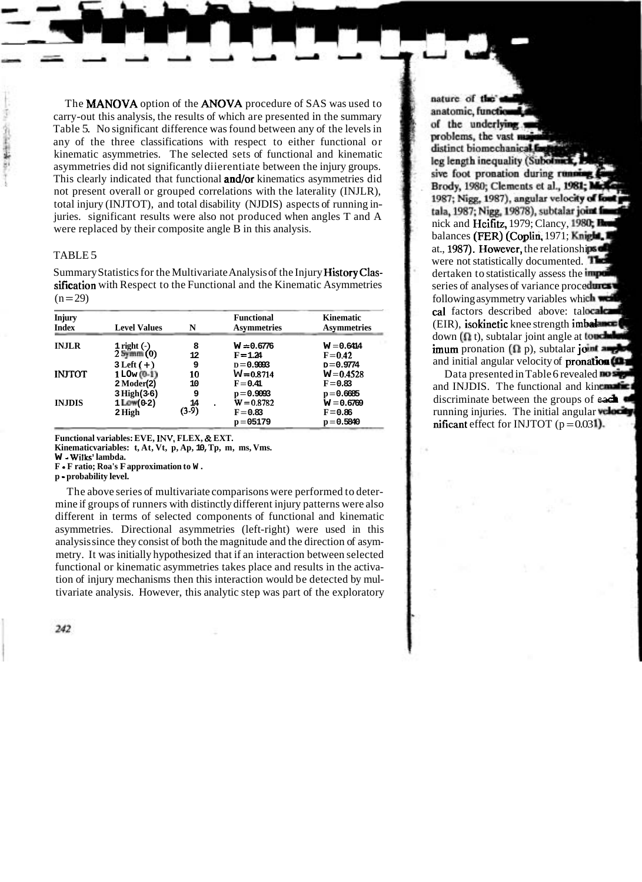The MANOVA option of the ANOVA procedure of SAS was used to carry-out this analysis, the results of which are presented in the summary Table 5. No significant difference was found between any of the levels in any of the three classifications with respect to either functional or kinematic asymmetries. The selected sets of functional and kinematic asymmetries did not significantly diierentiate between the injury groups. This clearly indicated that functional and/or kinematics asymmetries did not present overall or grouped correlations with the laterality (INJLR), total injury (INJTOT), and total disability (NJDIS) aspects of running injuries. significant results were also not produced when angles T and A were replaced by their composite angle B in this analysis.

TABLE 5

Summary Statistics for the Multivariate Analysis of the Injury History Classification with Respect to the Functional and the Kinematic Asymmetries (n=29)

| Injury Index | Level Values | N | Functional Asymmetries | Kinematic Asymmetries |
|---|---|---|---|---|
| INJLR | 1 right (-) | 8 | W=0.6776 | W=0.6414 |
| | 2 Symm (0) | 12 | F=1.24 | F=0.42 |
| | 3 Left (+) | 9 | p=0.9093 | p=0.9774 |
| INJTOT | 1 Low (0-1) | 10 | W=0.8714 | W=0.4528 |
| | 2 Moder(2) | 10 | F=0.41 | F=0.83 |
| | 3 High(3-6) | 9 | p=0.9093 | p=0.6685 |
| INJDIS | 1 Low (0-2) | 14 | W=0.8782 | W=0.6769 |
| | 2 High | (3-9) | F=0.83 | F=0.86 |
| | | | p=05179 | p=0.5840 |

Functional variables: EVE, INV, FLEX, & EXT.
Kinematic variables: t, At, Vt, p, Ap, 10, Tp, m, ms, Vms.
W - Wilks' lambda.
F - F ratio; Roa's F approximation to W.
p - probability level.

The above series of multivariate comparisons were performed to determine if groups of runners with distinctly different injury patterns were also different in terms of selected components of functional and kinematic asymmetries. Directional asymmetries (left-right) were used in this analysis since they consist of both the magnitude and the direction of asymmetry. It was initially hypothesized that if an interaction between selected functional or kinematic asymmetries takes place and results in the activation of injury mechanisms then this interaction would be detected by multivariate analysis. However, this analytic step was part of the exploratory

nature of the st... anatomic, function... of the underlying ... problems, the vast ma... distinct biomechanical fa... leg length inequality (Subotnick, ... sive foot pronation during running ... Brody, 1980; Clements et al., 1981; Mc... 1987; Nigg, 1987), angular velocity of foot ... tala, 1987; Nigg, 19878), subtalar joint ... nick and Heifitz, 1979; Clancy, 1980; ... balances (FER) (Coplin, 1971; Knight, ... at., 1987). However, the relationships ... were not statistically documented. The... dertaken to statistically assess the impo... series of analyses of variance procedures ... following asymmetry variables which we... cal factors described above: talocalca... (EIR), isokinetic knee strength imbalance ... down (Ω t), subtalar joint angle at touchdo... imum pronation (Ω p), subtalar joint angle ... and initial angular velocity of pronation (...

Data presented in Table 6 revealed no sig... and INJDIS. The functional and kinematic ... discriminate between the groups of each ... running injuries. The initial angular velocity ... nificant effect for INJTOT (p=0.031).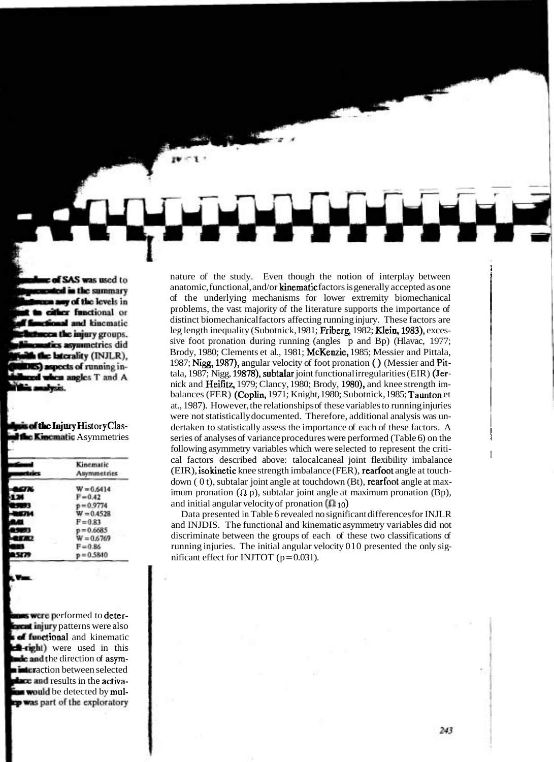nature of the study. Even though the notion of interplay between anatomic, functional, and/or kinematic factors is generally accepted as one of the underlying mechanisms for lower extremity biomechanical problems, the vast majority of the literature supports the importance of distinct biomechanical factors affecting running injury. These factors are leg length inequality (Subotnick, 1981; Friberg, 1982; Klein, 1983), excessive foot pronation during running (angles p and Bp) (Hlavac, 1977; Brody, 1980; Clements et al., 1981; McKenzie, 1985; Messier and Pittala, 1987; Nigg, 1987), angular velocity of foot pronation ( ) (Messier and Pittala, 1987; Nigg, 19878), subtalar joint functional irregularities (EIR) (Jernick and Heifitz, 1979; Clancy, 1980; Brody, 1980), and knee strength imbalances (FER) (Coplin, 1971; Knight, 1980; Subotnick, 1985; Taunton et at., 1987). However, the relationships of these variables to running injuries were not statistically documented. Therefore, additional analysis was undertaken to statistically assess the importance of each of these factors. A series of analyses of variance procedures were performed (Table 6) on the following asymmetry variables which were selected to represent the critical factors described above: talocalcaneal joint flexibility imbalance (EIR), isokinetic knee strength imbalance (FER), rearfoot angle at touchdown ( 0 t), subtalar joint angle at touchdown (Bt), rearfoot angle at maximum pronation ($\Omega$ p), subtalar joint angle at maximum pronation (Bp), and initial angular velocity of pronation ($\Omega_{10}$)

Data presented in Table 6 revealed no significant differences for INJLR and INJDIS. The functional and kinematic asymmetry variables did not discriminate between the groups of each of these two classifications of running injuries. The initial angular velocity 010 presented the only significant effect for INJTOT ($p = 0.031$).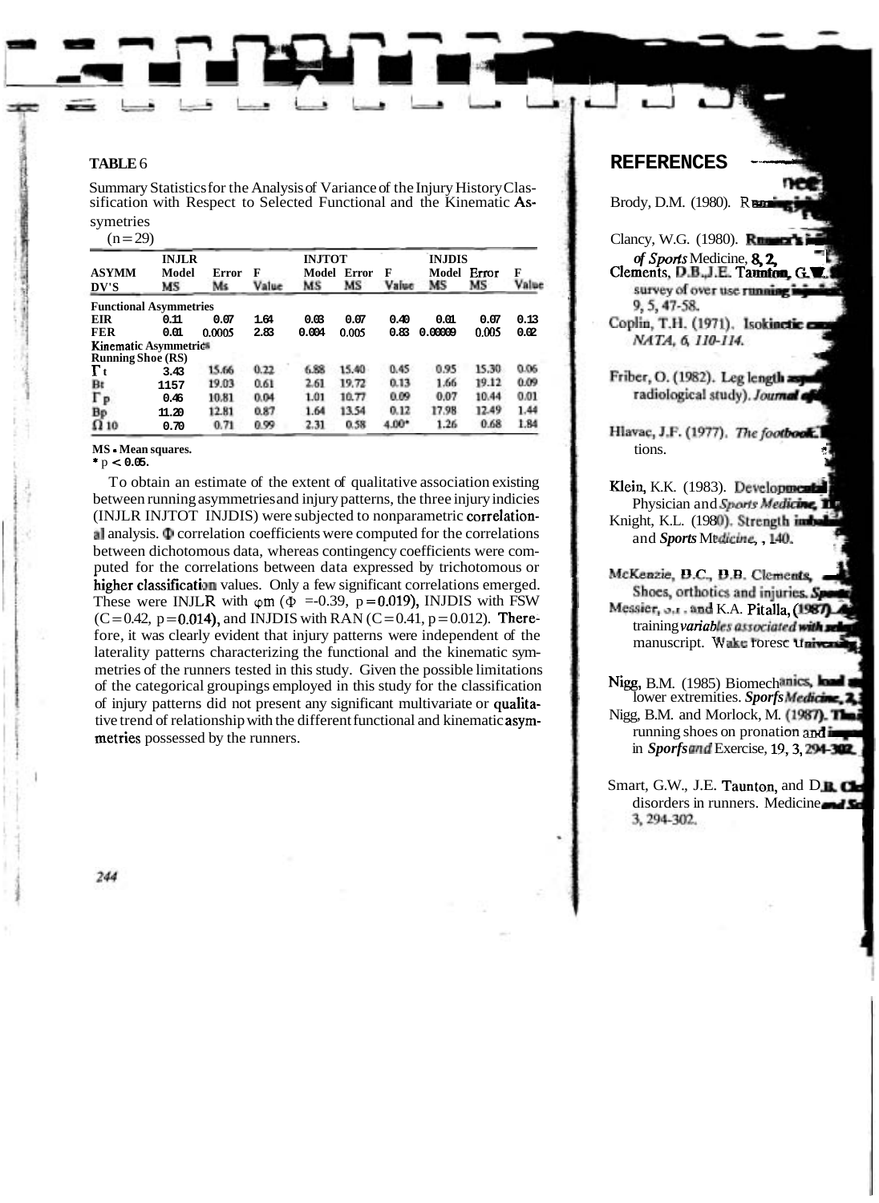**TABLE** 6

Summary Statistics for the Analysis of Variance of the Injury History Classification with Respect to Selected Functional and the Kinematic Asymetries

(n = 29)

| ASYMM DV'S | INJLR Model MS | Error Ms | F Value | INJTOT Model MS | Error MS | F Value | INJDIS Model MS | Error MS | F Value |
|---|---|---|---|---|---|---|---|---|---|
| **Functional Asymmetries** | | | | | | | | | |
| EIR | 0.11 | 0.07 | 1.64 | 0.03 | 0.07 | 0.40 | 0.01 | 0.07 | 0.13 |
| FER | 0.01 | 0.0005 | 2.83 | 0.004 | 0.005 | 0.83 | 0.00009 | 0.005 | 0.02 |
| **Kinematic Asymmetries** | | | | | | | | | |
| **Running Shoe (RS)** | | | | | | | | | |
| $\Gamma_t$ | 3.43 | 15.66 | 0.22 | 6.88 | 15.40 | 0.45 | 0.95 | 15.30 | 0.06 |
| $B_t$ | 1157 | 19.03 | 0.61 | 2.61 | 19.72 | 0.13 | 1.66 | 19.12 | 0.09 |
| $\Gamma_p$ | 0.46 | 10.81 | 0.04 | 1.01 | 10.77 | 0.09 | 0.07 | 10.44 | 0.01 |
| $B_p$ | 11.20 | 12.81 | 0.87 | 1.64 | 13.54 | 0.12 | 17.98 | 12.49 | 1.44 |
| $\Omega_{10}$ | 0.70 | 0.71 | 0.99 | 2.31 | 0.58 | 4.00* | 1.26 | 0.68 | 1.84 |

MS = Mean squares.
\* $p < 0.05$.

To obtain an estimate of the extent of qualitative association existing between running asymmetries and injury patterns, the three injury indicies (INJLR INJTOT INJDIS) were subjected to nonparametric correlational analysis. $\Phi$ correlation coefficients were computed for the correlations between dichotomous data, whereas contingency coefficients were computed for the correlations between data expressed by trichotomous or higher classification values. Only a few significant correlations emerged. These were INJLR with $\varphi m$ ($\Phi$ = -0.39, $p = 0.019$), INJDIS with FSW ($C = 0.42$, $p = 0.014$), and INJDIS with RAN ($C = 0.41$, $p = 0.012$). Therefore, it was clearly evident that injury patterns were independent of the laterality patterns characterizing the functional and the kinematic symmetries of the runners tested in this study. Given the possible limitations of the categorical groupings employed in this study for the classification of injury patterns did not present any significant multivariate or qualitative trend of relationship with the different functional and kinematic asymmetries possessed by the runners.

## REFERENCES

Brody, D.M. (1980). R...

Clancy, W.G. (1980). Runner's ... *of Sports* Medicine, 8, 2, ...

Clements, D.B., J.E. Taunton, G.W. ... survey of over use running ... 9, 5, 47-58.

Coplin, T.H. (1971). Isokinetic ... *NATA*, 6, 110-114.

Friber, O. (1982). Leg length ... radiological study). *Journal* ...

Hlavac, J.F. (1977). *The footbook.* ... tions.

Klein, K.K. (1983). Developmental ... Physician and *Sports Medicine*, ...

Knight, K.L. (1980). Strength imbalance ... and *Sports Medicine*, , 140.

McKenzie, D.C., D.B. Clements, ... Shoes, orthotics and injuries. *Sports* ...

Messier, S.P. and K.A. Pitalla, (1987). ... training *variables associated with* ... manuscript. Wake Forest University ...

Nigg, B.M. (1985) Biomechanics, load ... lower extremities. *Sports Medicine*, 2, ...

Nigg, B.M. and Morlock, M. (1987). The ... running shoes on pronation and ... in *Sports and* Exercise, 19, 3, 294-302.

Smart, G.W., J.E. Taunton, and D.B. Clements ... disorders in runners. Medicine and Sc... 3, 294-302.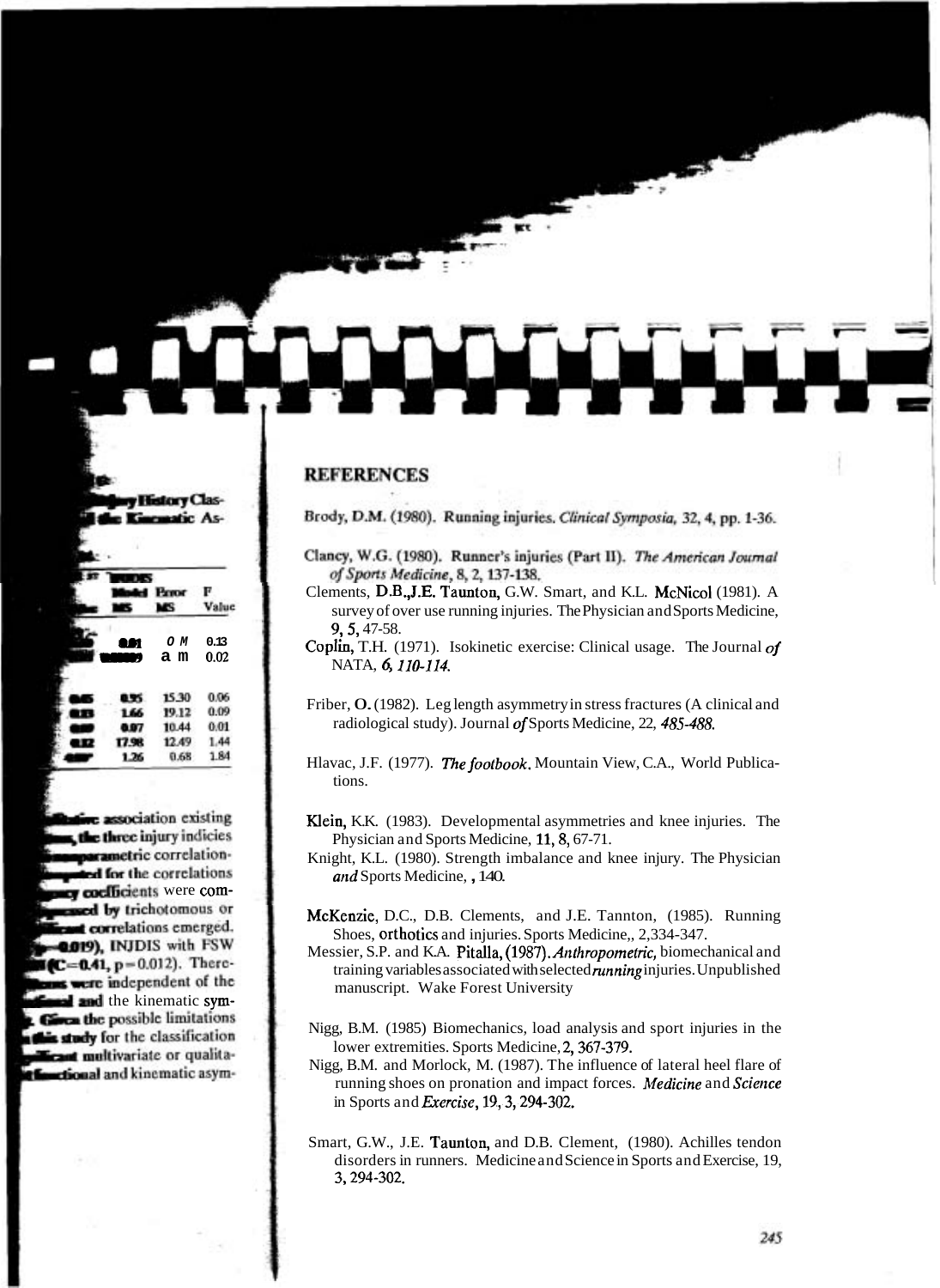## REFERENCES

Brody, D.M. (1980). Running injuries. *Clinical Symposia*, 32, 4, pp. 1-36.

Clancy, W.G. (1980). Runner's injuries (Part II). *The American Journal of Sports Medicine*, 8, 2, 137-138.

Clements, D.B., J.E. Taunton, G.W. Smart, and K.L. McNicol (1981). A survey of over use running injuries. The Physician and Sports Medicine, 9, 5, 47-58.

Coplin, T.H. (1971). Isokinetic exercise: Clinical usage. The Journal *of* NATA, *6, 110-114*.

Friber, O. (1982). Leg length asymmetry in stress fractures (A clinical and radiological study). Journal *of* Sports Medicine, 22, *485-488*.

Hlavac, J.F. (1977). *The footbook*. Mountain View, C.A., World Publications.

Klein, K.K. (1983). Developmental asymmetries and knee injuries. The Physician and Sports Medicine, 11, 8, 67-71.

Knight, K.L. (1980). Strength imbalance and knee injury. The Physician *and* Sports Medicine, , 140.

McKenzie, D.C., D.B. Clements, and J.E. Tannton, (1985). Running Shoes, orthotics and injuries. Sports Medicine,, 2,334-347.

Messier, S.P. and K.A. Pitalla, (1987). *Anthropometric,* biomechanical and training variables associated with selected *running* injuries. Unpublished manuscript. Wake Forest University

Nigg, B.M. (1985) Biomechanics, load analysis and sport injuries in the lower extremities. Sports Medicine, 2, 367-379.

Nigg, B.M. and Morlock, M. (1987). The influence of lateral heel flare of running shoes on pronation and impact forces. *Medicine* and *Science* in Sports and *Exercise*, 19, 3, 294-302.

Smart, G.W., J.E. Taunton, and D.B. Clement, (1980). Achilles tendon disorders in runners. Medicine and Science in Sports and Exercise, 19, 3, 294-302.